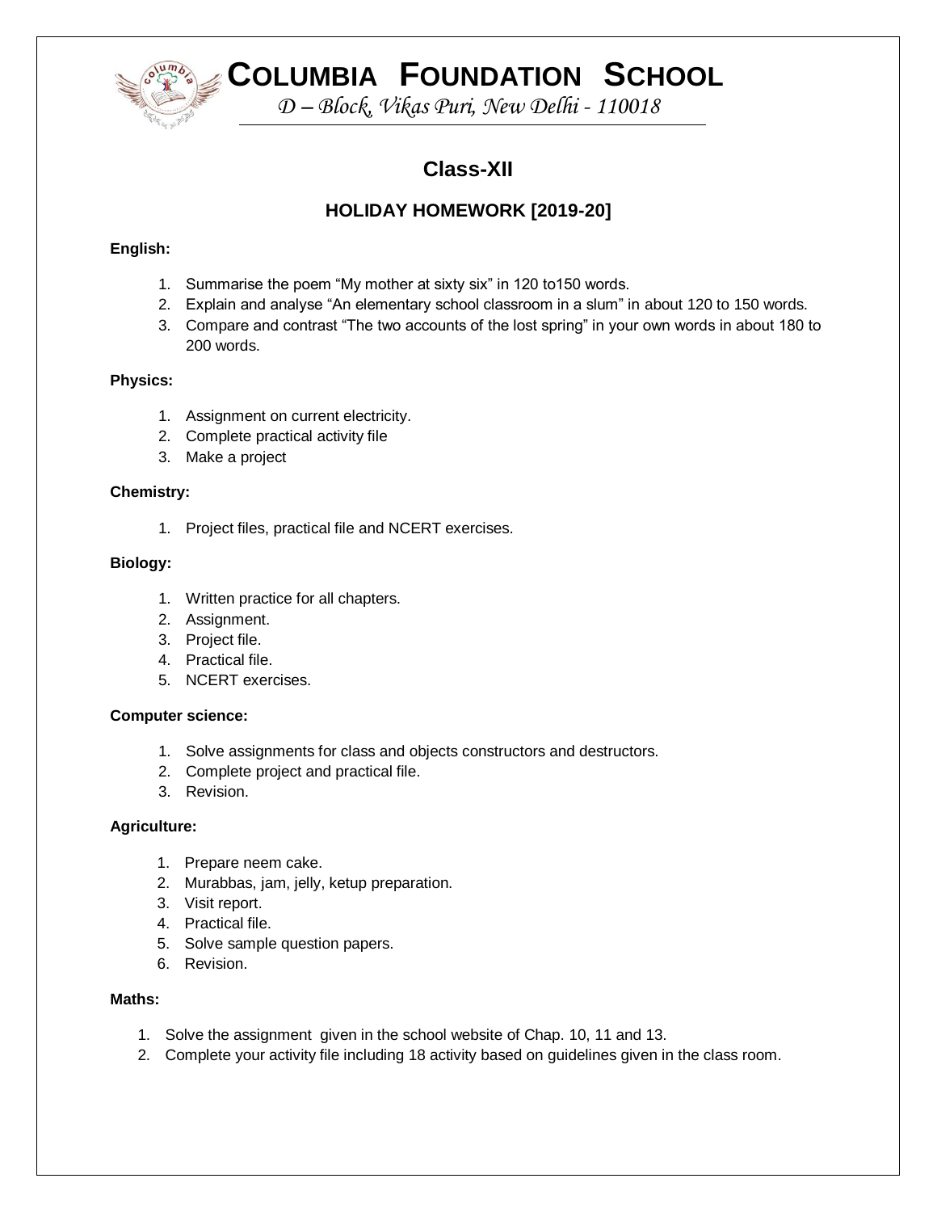# COLUMBIA FOUNDATION SCHOOL

*D – Block, Vikas Puri, New Delhi - 110018*

## Class-XII

### HOLIDAY HOMEWORK [2019-20]

**English:**

1. Summarise the poem “My mother at sixty six” in 120 to150 words.
2. Explain and analyse “An elementary school classroom in a slum” in about 120 to 150 words.
3. Compare and contrast “The two accounts of the lost spring” in your own words in about 180 to 200 words.

**Physics:**

1. Assignment on current electricity.
2. Complete practical activity file
3. Make a project

**Chemistry:**

1. Project files, practical file and NCERT exercises.

**Biology:**

1. Written practice for all chapters.
2. Assignment.
3. Project file.
4. Practical file.
5. NCERT exercises.

**Computer science:**

1. Solve assignments for class and objects constructors and destructors.
2. Complete project and practical file.
3. Revision.

**Agriculture:**

1. Prepare neem cake.
2. Murabbas, jam, jelly, ketup preparation.
3. Visit report.
4. Practical file.
5. Solve sample question papers.
6. Revision.

**Maths:**

1. Solve the assignment given in the school website of Chap. 10, 11 and 13.
2. Complete your activity file including 18 activity based on guidelines given in the class room.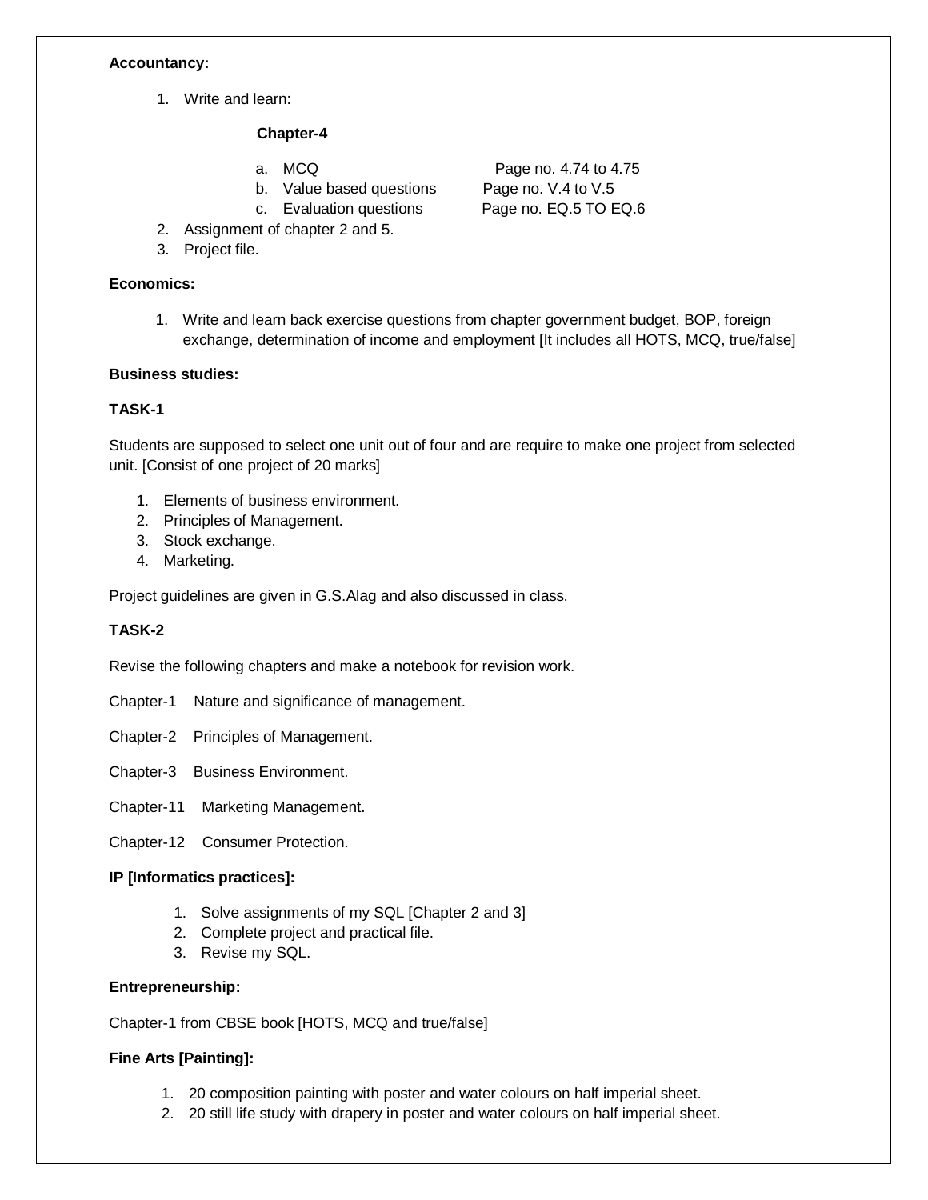**Accountancy:**

1. Write and learn:

   **Chapter-4**

   a. MCQ Page no. 4.74 to 4.75
   b. Value based questions Page no. V.4 to V.5
   c. Evaluation questions Page no. EQ.5 TO EQ.6
2. Assignment of chapter 2 and 5.
3. Project file.

**Economics:**

1. Write and learn back exercise questions from chapter government budget, BOP, foreign exchange, determination of income and employment [It includes all HOTS, MCQ, true/false]

**Business studies:**

**TASK-1**

Students are supposed to select one unit out of four and are require to make one project from selected unit. [Consist of one project of 20 marks]

1. Elements of business environment.
2. Principles of Management.
3. Stock exchange.
4. Marketing.

Project guidelines are given in G.S.Alag and also discussed in class.

**TASK-2**

Revise the following chapters and make a notebook for revision work.

Chapter-1 Nature and significance of management.

Chapter-2 Principles of Management.

Chapter-3 Business Environment.

Chapter-11 Marketing Management.

Chapter-12 Consumer Protection.

**IP [Informatics practices]:**

1. Solve assignments of my SQL [Chapter 2 and 3]
2. Complete project and practical file.
3. Revise my SQL.

**Entrepreneurship:**

Chapter-1 from CBSE book [HOTS, MCQ and true/false]

**Fine Arts [Painting]:**

1. 20 composition painting with poster and water colours on half imperial sheet.
2. 20 still life study with drapery in poster and water colours on half imperial sheet.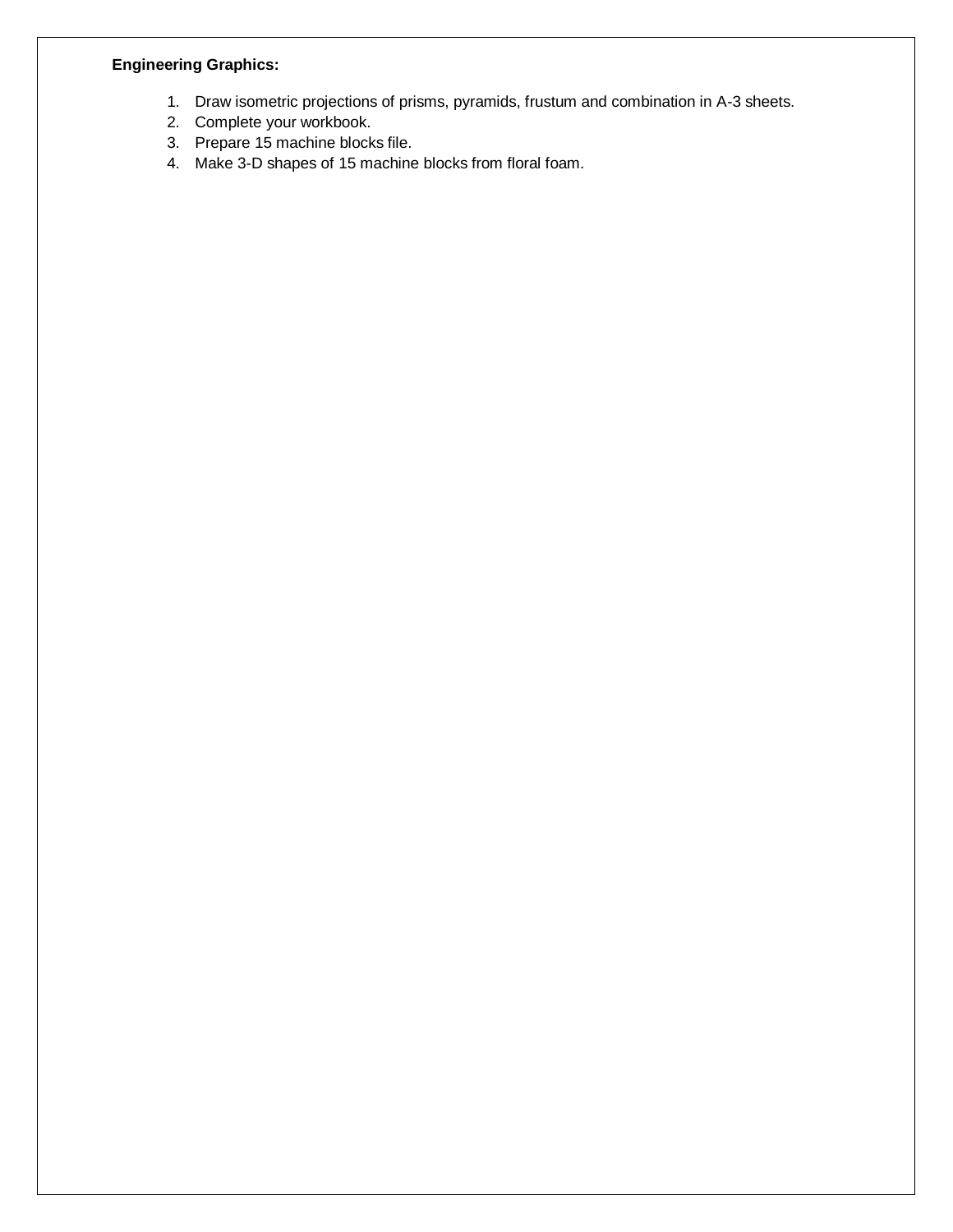**Engineering Graphics:**

1. Draw isometric projections of prisms, pyramids, frustum and combination in A-3 sheets.
2. Complete your workbook.
3. Prepare 15 machine blocks file.
4. Make 3-D shapes of 15 machine blocks from floral foam.